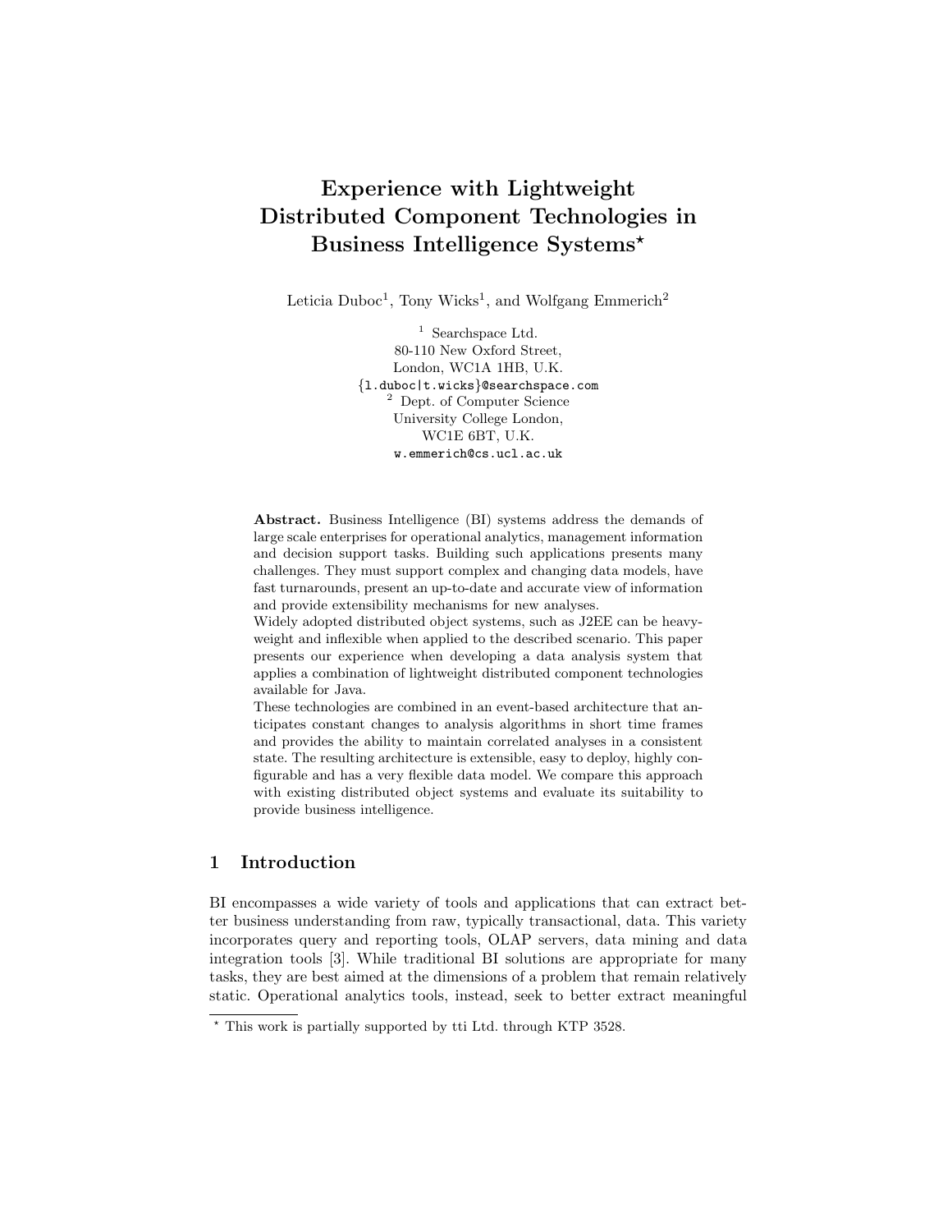# Experience with Lightweight Distributed Component Technologies in Business Intelligence Systems*

Leticia Duboc[1], Tony Wicks[1], and Wolfgang Emmerich[2]

[1] Searchspace Ltd.
80-110 New Oxford Street,
London, WC1A 1HB, U.K.
{l.duboc|t.wicks}@searchspace.com

[2] Dept. of Computer Science
University College London,
WC1E 6BT, U.K.
w.emmerich@cs.ucl.ac.uk

**Abstract.** Business Intelligence (BI) systems address the demands of large scale enterprises for operational analytics, management information and decision support tasks. Building such applications presents many challenges. They must support complex and changing data models, have fast turnarounds, present an up-to-date and accurate view of information and provide extensibility mechanisms for new analyses.

Widely adopted distributed object systems, such as J2EE can be heavyweight and inflexible when applied to the described scenario. This paper presents our experience when developing a data analysis system that applies a combination of lightweight distributed component technologies available for Java.

These technologies are combined in an event-based architecture that anticipates constant changes to analysis algorithms in short time frames and provides the ability to maintain correlated analyses in a consistent state. The resulting architecture is extensible, easy to deploy, highly configurable and has a very flexible data model. We compare this approach with existing distributed object systems and evaluate its suitability to provide business intelligence.

## 1 Introduction

BI encompasses a wide variety of tools and applications that can extract better business understanding from raw, typically transactional, data. This variety incorporates query and reporting tools, OLAP servers, data mining and data integration tools [3]. While traditional BI solutions are appropriate for many tasks, they are best aimed at the dimensions of a problem that remain relatively static. Operational analytics tools, instead, seek to better extract meaningful

* This work is partially supported by tti Ltd. through KTP 3528.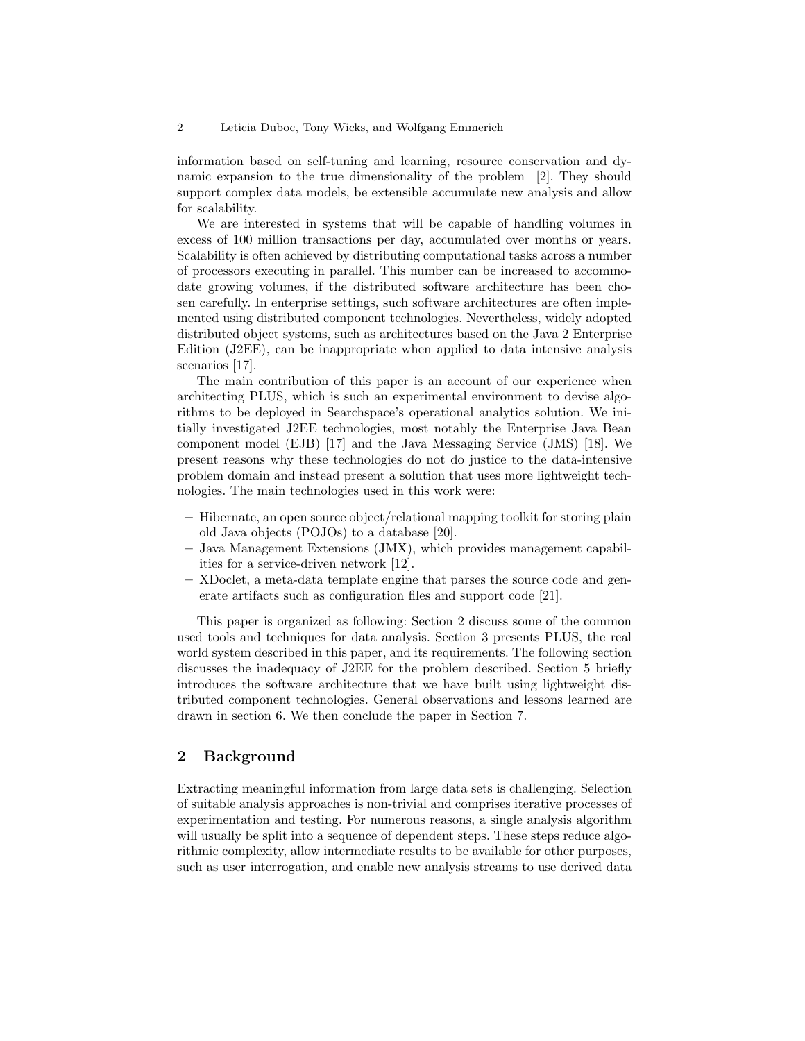information based on self-tuning and learning, resource conservation and dynamic expansion to the true dimensionality of the problem [2]. They should support complex data models, be extensible accumulate new analysis and allow for scalability.

We are interested in systems that will be capable of handling volumes in excess of 100 million transactions per day, accumulated over months or years. Scalability is often achieved by distributing computational tasks across a number of processors executing in parallel. This number can be increased to accommodate growing volumes, if the distributed software architecture has been chosen carefully. In enterprise settings, such software architectures are often implemented using distributed component technologies. Nevertheless, widely adopted distributed object systems, such as architectures based on the Java 2 Enterprise Edition (J2EE), can be inappropriate when applied to data intensive analysis scenarios [17].

The main contribution of this paper is an account of our experience when architecting PLUS, which is such an experimental environment to devise algorithms to be deployed in Searchspace's operational analytics solution. We initially investigated J2EE technologies, most notably the Enterprise Java Bean component model (EJB) [17] and the Java Messaging Service (JMS) [18]. We present reasons why these technologies do not do justice to the data-intensive problem domain and instead present a solution that uses more lightweight technologies. The main technologies used in this work were:

- Hibernate, an open source object/relational mapping toolkit for storing plain old Java objects (POJOs) to a database [20].
- Java Management Extensions (JMX), which provides management capabilities for a service-driven network [12].
- XDoclet, a meta-data template engine that parses the source code and generate artifacts such as configuration files and support code [21].

This paper is organized as following: Section 2 discuss some of the common used tools and techniques for data analysis. Section 3 presents PLUS, the real world system described in this paper, and its requirements. The following section discusses the inadequacy of J2EE for the problem described. Section 5 briefly introduces the software architecture that we have built using lightweight distributed component technologies. General observations and lessons learned are drawn in section 6. We then conclude the paper in Section 7.

## 2 Background

Extracting meaningful information from large data sets is challenging. Selection of suitable analysis approaches is non-trivial and comprises iterative processes of experimentation and testing. For numerous reasons, a single analysis algorithm will usually be split into a sequence of dependent steps. These steps reduce algorithmic complexity, allow intermediate results to be available for other purposes, such as user interrogation, and enable new analysis streams to use derived data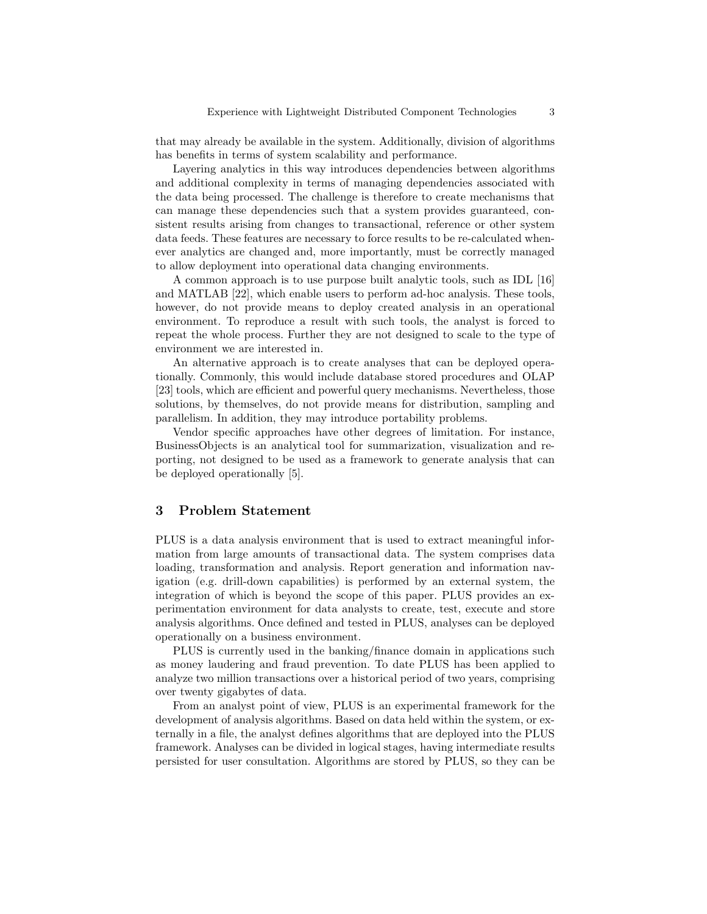that may already be available in the system. Additionally, division of algorithms has benefits in terms of system scalability and performance.

Layering analytics in this way introduces dependencies between algorithms and additional complexity in terms of managing dependencies associated with the data being processed. The challenge is therefore to create mechanisms that can manage these dependencies such that a system provides guaranteed, consistent results arising from changes to transactional, reference or other system data feeds. These features are necessary to force results to be re-calculated whenever analytics are changed and, more importantly, must be correctly managed to allow deployment into operational data changing environments.

A common approach is to use purpose built analytic tools, such as IDL [16] and MATLAB [22], which enable users to perform ad-hoc analysis. These tools, however, do not provide means to deploy created analysis in an operational environment. To reproduce a result with such tools, the analyst is forced to repeat the whole process. Further they are not designed to scale to the type of environment we are interested in.

An alternative approach is to create analyses that can be deployed operationally. Commonly, this would include database stored procedures and OLAP [23] tools, which are efficient and powerful query mechanisms. Nevertheless, those solutions, by themselves, do not provide means for distribution, sampling and parallelism. In addition, they may introduce portability problems.

Vendor specific approaches have other degrees of limitation. For instance, BusinessObjects is an analytical tool for summarization, visualization and reporting, not designed to be used as a framework to generate analysis that can be deployed operationally [5].

## 3 Problem Statement

PLUS is a data analysis environment that is used to extract meaningful information from large amounts of transactional data. The system comprises data loading, transformation and analysis. Report generation and information navigation (e.g. drill-down capabilities) is performed by an external system, the integration of which is beyond the scope of this paper. PLUS provides an experimentation environment for data analysts to create, test, execute and store analysis algorithms. Once defined and tested in PLUS, analyses can be deployed operationally on a business environment.

PLUS is currently used in the banking/finance domain in applications such as money laudering and fraud prevention. To date PLUS has been applied to analyze two million transactions over a historical period of two years, comprising over twenty gigabytes of data.

From an analyst point of view, PLUS is an experimental framework for the development of analysis algorithms. Based on data held within the system, or externally in a file, the analyst defines algorithms that are deployed into the PLUS framework. Analyses can be divided in logical stages, having intermediate results persisted for user consultation. Algorithms are stored by PLUS, so they can be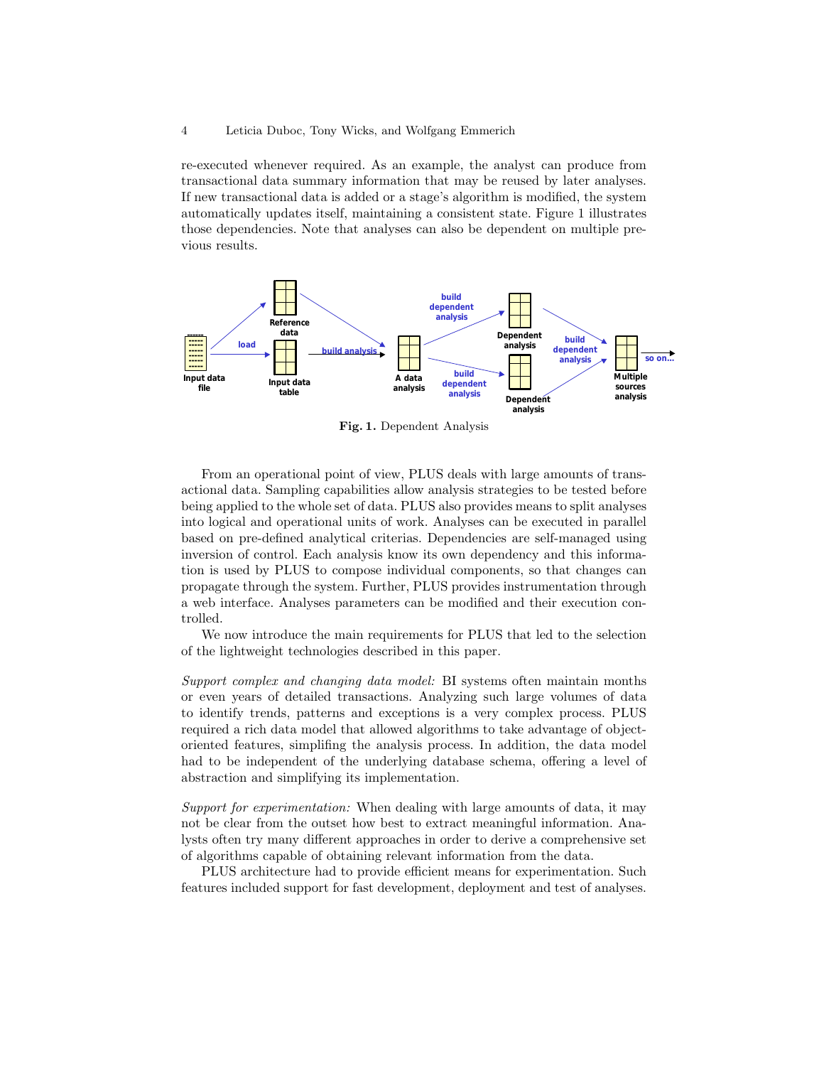re-executed whenever required. As an example, the analyst can produce from transactional data summary information that may be reused by later analyses. If new transactional data is added or a stage's algorithm is modified, the system automatically updates itself, maintaining a consistent state. Figure 1 illustrates those dependencies. Note that analyses can also be dependent on multiple previous results.

**Fig. 1.** Dependent Analysis

From an operational point of view, PLUS deals with large amounts of transactional data. Sampling capabilities allow analysis strategies to be tested before being applied to the whole set of data. PLUS also provides means to split analyses into logical and operational units of work. Analyses can be executed in parallel based on pre-defined analytical criterias. Dependencies are self-managed using inversion of control. Each analysis know its own dependency and this information is used by PLUS to compose individual components, so that changes can propagate through the system. Further, PLUS provides instrumentation through a web interface. Analyses parameters can be modified and their execution controlled.

We now introduce the main requirements for PLUS that led to the selection of the lightweight technologies described in this paper.

*Support complex and changing data model:* BI systems often maintain months or even years of detailed transactions. Analyzing such large volumes of data to identify trends, patterns and exceptions is a very complex process. PLUS required a rich data model that allowed algorithms to take advantage of object-oriented features, simplifing the analysis process. In addition, the data model had to be independent of the underlying database schema, offering a level of abstraction and simplifying its implementation.

*Support for experimentation:* When dealing with large amounts of data, it may not be clear from the outset how best to extract meaningful information. Analysts often try many different approaches in order to derive a comprehensive set of algorithms capable of obtaining relevant information from the data.

PLUS architecture had to provide efficient means for experimentation. Such features included support for fast development, deployment and test of analyses.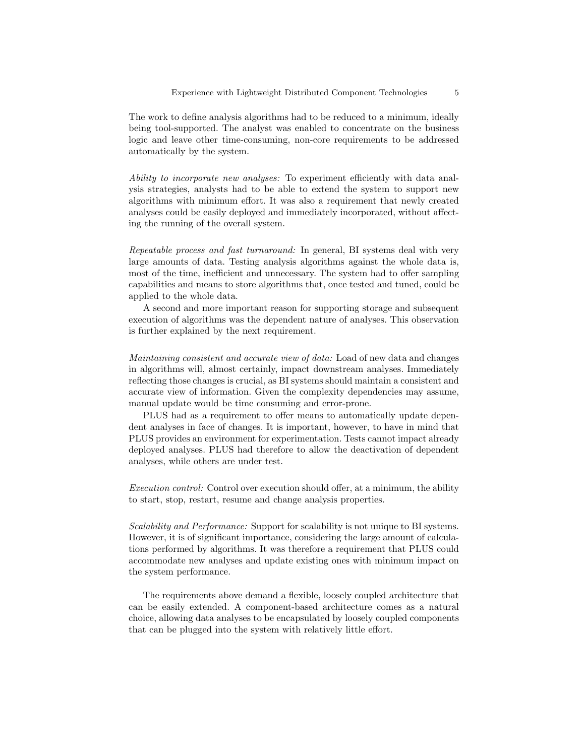The work to define analysis algorithms had to be reduced to a minimum, ideally being tool-supported. The analyst was enabled to concentrate on the business logic and leave other time-consuming, non-core requirements to be addressed automatically by the system.

*Ability to incorporate new analyses:* To experiment efficiently with data analysis strategies, analysts had to be able to extend the system to support new algorithms with minimum effort. It was also a requirement that newly created analyses could be easily deployed and immediately incorporated, without affecting the running of the overall system.

*Repeatable process and fast turnaround:* In general, BI systems deal with very large amounts of data. Testing analysis algorithms against the whole data is, most of the time, inefficient and unnecessary. The system had to offer sampling capabilities and means to store algorithms that, once tested and tuned, could be applied to the whole data.

A second and more important reason for supporting storage and subsequent execution of algorithms was the dependent nature of analyses. This observation is further explained by the next requirement.

*Maintaining consistent and accurate view of data:* Load of new data and changes in algorithms will, almost certainly, impact downstream analyses. Immediately reflecting those changes is crucial, as BI systems should maintain a consistent and accurate view of information. Given the complexity dependencies may assume, manual update would be time consuming and error-prone.

PLUS had as a requirement to offer means to automatically update dependent analyses in face of changes. It is important, however, to have in mind that PLUS provides an environment for experimentation. Tests cannot impact already deployed analyses. PLUS had therefore to allow the deactivation of dependent analyses, while others are under test.

*Execution control:* Control over execution should offer, at a minimum, the ability to start, stop, restart, resume and change analysis properties.

*Scalability and Performance:* Support for scalability is not unique to BI systems. However, it is of significant importance, considering the large amount of calculations performed by algorithms. It was therefore a requirement that PLUS could accommodate new analyses and update existing ones with minimum impact on the system performance.

The requirements above demand a flexible, loosely coupled architecture that can be easily extended. A component-based architecture comes as a natural choice, allowing data analyses to be encapsulated by loosely coupled components that can be plugged into the system with relatively little effort.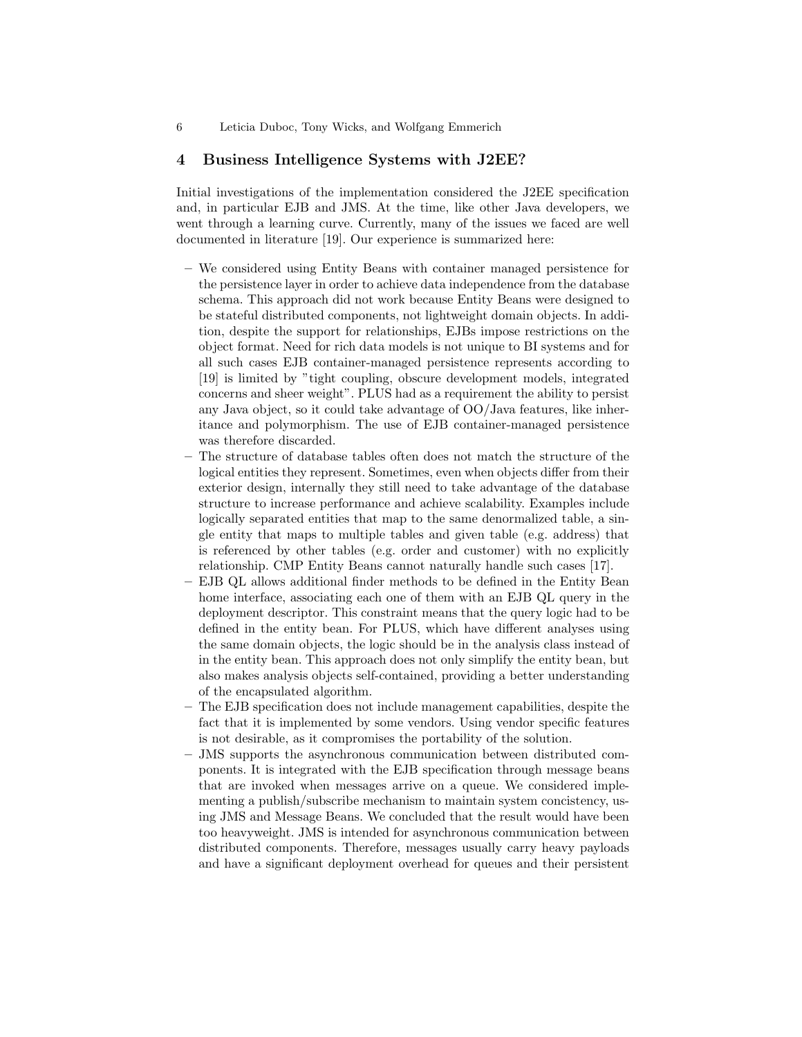## 4 Business Intelligence Systems with J2EE?

Initial investigations of the implementation considered the J2EE specification and, in particular EJB and JMS. At the time, like other Java developers, we went through a learning curve. Currently, many of the issues we faced are well documented in literature [19]. Our experience is summarized here:

- We considered using Entity Beans with container managed persistence for the persistence layer in order to achieve data independence from the database schema. This approach did not work because Entity Beans were designed to be stateful distributed components, not lightweight domain objects. In addition, despite the support for relationships, EJBs impose restrictions on the object format. Need for rich data models is not unique to BI systems and for all such cases EJB container-managed persistence represents according to [19] is limited by "tight coupling, obscure development models, integrated concerns and sheer weight". PLUS had as a requirement the ability to persist any Java object, so it could take advantage of OO/Java features, like inheritance and polymorphism. The use of EJB container-managed persistence was therefore discarded.
- The structure of database tables often does not match the structure of the logical entities they represent. Sometimes, even when objects differ from their exterior design, internally they still need to take advantage of the database structure to increase performance and achieve scalability. Examples include logically separated entities that map to the same denormalized table, a single entity that maps to multiple tables and given table (e.g. address) that is referenced by other tables (e.g. order and customer) with no explicitly relationship. CMP Entity Beans cannot naturally handle such cases [17].
- EJB QL allows additional finder methods to be defined in the Entity Bean home interface, associating each one of them with an EJB QL query in the deployment descriptor. This constraint means that the query logic had to be defined in the entity bean. For PLUS, which have different analyses using the same domain objects, the logic should be in the analysis class instead of in the entity bean. This approach does not only simplify the entity bean, but also makes analysis objects self-contained, providing a better understanding of the encapsulated algorithm.
- The EJB specification does not include management capabilities, despite the fact that it is implemented by some vendors. Using vendor specific features is not desirable, as it compromises the portability of the solution.
- JMS supports the asynchronous communication between distributed components. It is integrated with the EJB specification through message beans that are invoked when messages arrive on a queue. We considered implementing a publish/subscribe mechanism to maintain system concistency, using JMS and Message Beans. We concluded that the result would have been too heavyweight. JMS is intended for asynchronous communication between distributed components. Therefore, messages usually carry heavy payloads and have a significant deployment overhead for queues and their persistent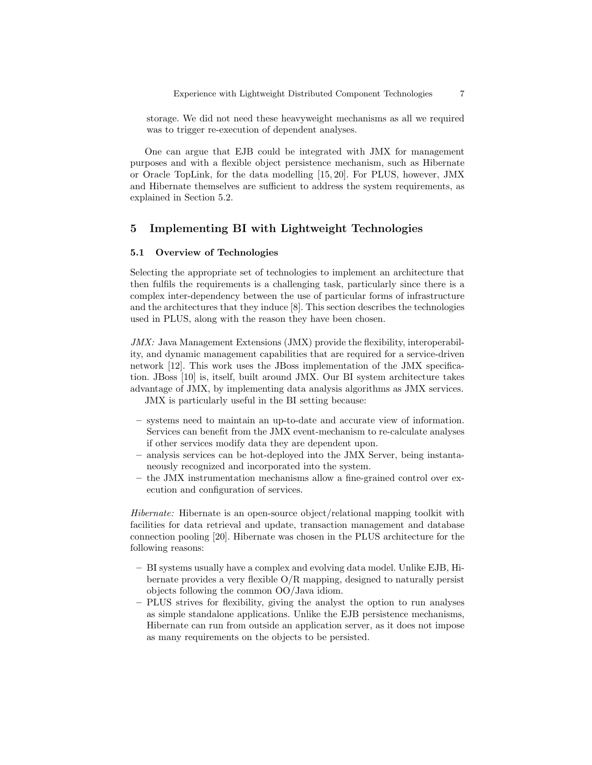storage. We did not need these heavyweight mechanisms as all we required was to trigger re-execution of dependent analyses.

One can argue that EJB could be integrated with JMX for management purposes and with a flexible object persistence mechanism, such as Hibernate or Oracle TopLink, for the data modelling [15, 20]. For PLUS, however, JMX and Hibernate themselves are sufficient to address the system requirements, as explained in Section 5.2.

## 5 Implementing BI with Lightweight Technologies

### 5.1 Overview of Technologies

Selecting the appropriate set of technologies to implement an architecture that then fulfils the requirements is a challenging task, particularly since there is a complex inter-dependency between the use of particular forms of infrastructure and the architectures that they induce [8]. This section describes the technologies used in PLUS, along with the reason they have been chosen.

*JMX:* Java Management Extensions (JMX) provide the flexibility, interoperability, and dynamic management capabilities that are required for a service-driven network [12]. This work uses the JBoss implementation of the JMX specification. JBoss [10] is, itself, built around JMX. Our BI system architecture takes advantage of JMX, by implementing data analysis algorithms as JMX services.

JMX is particularly useful in the BI setting because:

- systems need to maintain an up-to-date and accurate view of information. Services can benefit from the JMX event-mechanism to re-calculate analyses if other services modify data they are dependent upon.
- analysis services can be hot-deployed into the JMX Server, being instantaneously recognized and incorporated into the system.
- the JMX instrumentation mechanisms allow a fine-grained control over execution and configuration of services.

*Hibernate:* Hibernate is an open-source object/relational mapping toolkit with facilities for data retrieval and update, transaction management and database connection pooling [20]. Hibernate was chosen in the PLUS architecture for the following reasons:

- BI systems usually have a complex and evolving data model. Unlike EJB, Hibernate provides a very flexible O/R mapping, designed to naturally persist objects following the common OO/Java idiom.
- PLUS strives for flexibility, giving the analyst the option to run analyses as simple standalone applications. Unlike the EJB persistence mechanisms, Hibernate can run from outside an application server, as it does not impose as many requirements on the objects to be persisted.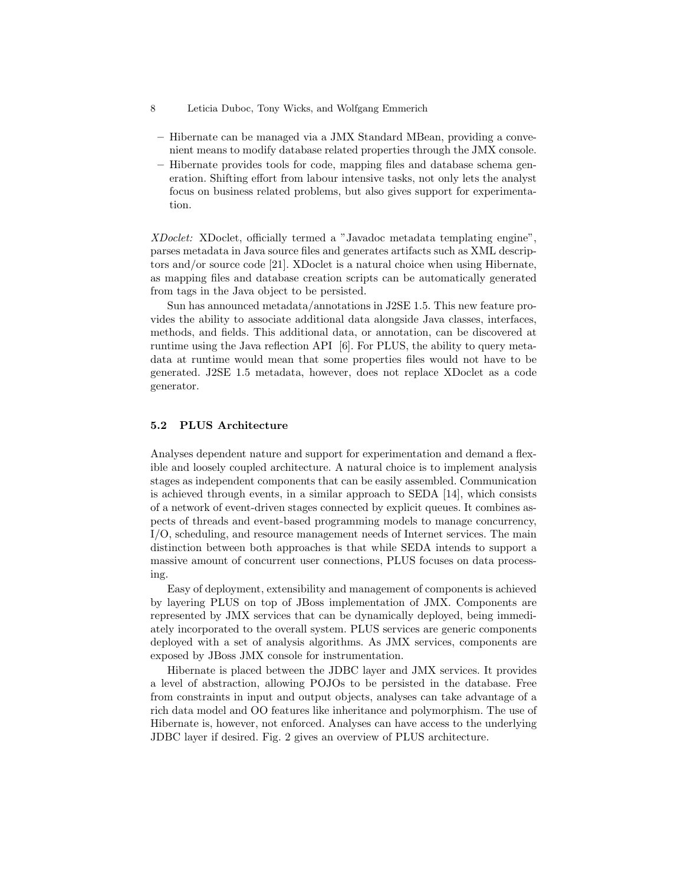- Hibernate can be managed via a JMX Standard MBean, providing a convenient means to modify database related properties through the JMX console.
- Hibernate provides tools for code, mapping files and database schema generation. Shifting effort from labour intensive tasks, not only lets the analyst focus on business related problems, but also gives support for experimentation.

*XDoclet:* XDoclet, officially termed a "Javadoc metadata templating engine", parses metadata in Java source files and generates artifacts such as XML descriptors and/or source code [21]. XDoclet is a natural choice when using Hibernate, as mapping files and database creation scripts can be automatically generated from tags in the Java object to be persisted.

Sun has announced metadata/annotations in J2SE 1.5. This new feature provides the ability to associate additional data alongside Java classes, interfaces, methods, and fields. This additional data, or annotation, can be discovered at runtime using the Java reflection API [6]. For PLUS, the ability to query metadata at runtime would mean that some properties files would not have to be generated. J2SE 1.5 metadata, however, does not replace XDoclet as a code generator.

### 5.2 PLUS Architecture

Analyses dependent nature and support for experimentation and demand a flexible and loosely coupled architecture. A natural choice is to implement analysis stages as independent components that can be easily assembled. Communication is achieved through events, in a similar approach to SEDA [14], which consists of a network of event-driven stages connected by explicit queues. It combines aspects of threads and event-based programming models to manage concurrency, I/O, scheduling, and resource management needs of Internet services. The main distinction between both approaches is that while SEDA intends to support a massive amount of concurrent user connections, PLUS focuses on data processing.

Easy of deployment, extensibility and management of components is achieved by layering PLUS on top of JBoss implementation of JMX. Components are represented by JMX services that can be dynamically deployed, being immediately incorporated to the overall system. PLUS services are generic components deployed with a set of analysis algorithms. As JMX services, components are exposed by JBoss JMX console for instrumentation.

Hibernate is placed between the JDBC layer and JMX services. It provides a level of abstraction, allowing POJOs to be persisted in the database. Free from constraints in input and output objects, analyses can take advantage of a rich data model and OO features like inheritance and polymorphism. The use of Hibernate is, however, not enforced. Analyses can have access to the underlying JDBC layer if desired. Fig. 2 gives an overview of PLUS architecture.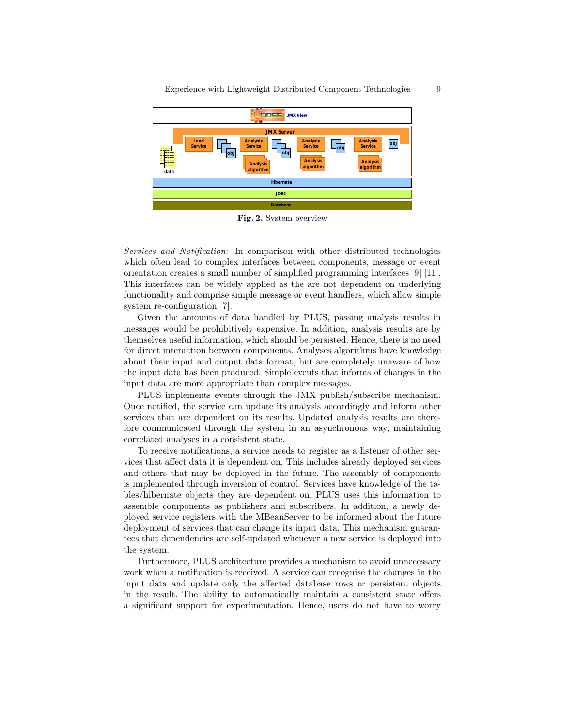JBoss JMX View

JMX Server

Load Service

Analysis Service

Analysis Service

Analysis Service

obj

obj

obj

obj

Analysis algorithm

Analysis algorithm

Analysis algorithm

data

Hibernate

JDBC

Database

**Fig. 2.** System overview

*Services and Notification:* In comparison with other distributed technologies which often lead to complex interfaces between components, message or event orientation creates a small number of simplified programming interfaces [9] [11]. This interfaces can be widely applied as the are not dependent on underlying functionality and comprise simple message or event handlers, which allow simple system re-configuration [7].

Given the amounts of data handled by PLUS, passing analysis results in messages would be prohibitively expensive. In addition, analysis results are by themselves useful information, which should be persisted. Hence, there is no need for direct interaction between components. Analyses algorithms have knowledge about their input and output data format, but are completely unaware of how the input data has been produced. Simple events that informs of changes in the input data are more appropriate than complex messages.

PLUS implements events through the JMX publish/subscribe mechanism. Once notified, the service can update its analysis accordingly and inform other services that are dependent on its results. Updated analysis results are therefore communicated through the system in an asynchronous way, maintaining correlated analyses in a consistent state.

To receive notifications, a service needs to register as a listener of other services that affect data it is dependent on. This includes already deployed services and others that may be deployed in the future. The assembly of components is implemented through inversion of control. Services have knowledge of the tables/hibernate objects they are dependent on. PLUS uses this information to assemble components as publishers and subscribers. In addition, a newly deployed service registers with the MBeanServer to be informed about the future deployment of services that can change its input data. This mechanism guarantees that dependencies are self-updated whenever a new service is deployed into the system.

Furthermore, PLUS architecture provides a mechanism to avoid unnecessary work when a notification is received. A service can recognise the changes in the input data and update only the affected database rows or persistent objects in the result. The ability to automatically maintain a consistent state offers a significant support for experimentation. Hence, users do not have to worry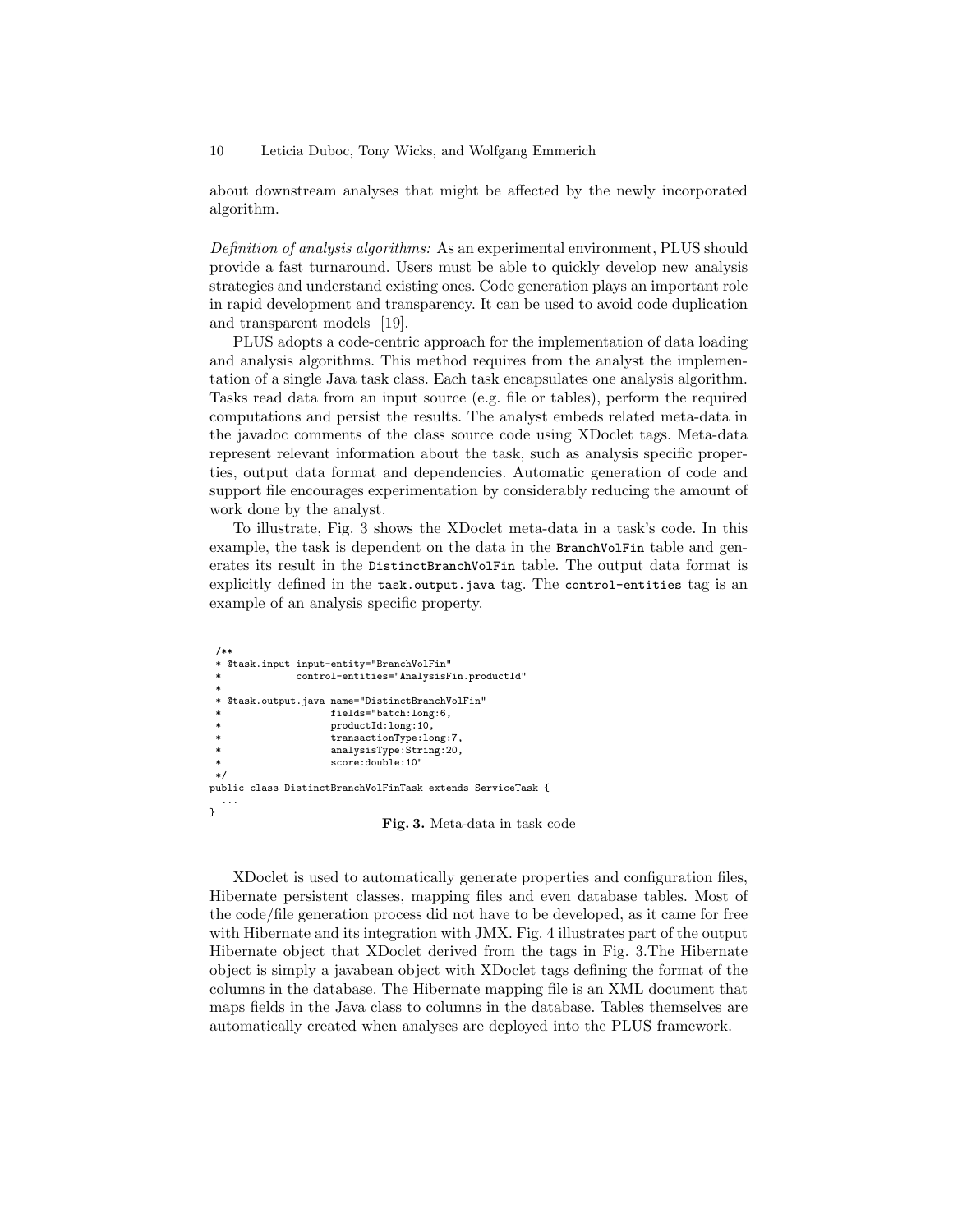about downstream analyses that might be affected by the newly incorporated algorithm.

*Definition of analysis algorithms:* As an experimental environment, PLUS should provide a fast turnaround. Users must be able to quickly develop new analysis strategies and understand existing ones. Code generation plays an important role in rapid development and transparency. It can be used to avoid code duplication and transparent models [19].

PLUS adopts a code-centric approach for the implementation of data loading and analysis algorithms. This method requires from the analyst the implementation of a single Java task class. Each task encapsulates one analysis algorithm. Tasks read data from an input source (e.g. file or tables), perform the required computations and persist the results. The analyst embeds related meta-data in the javadoc comments of the class source code using XDoclet tags. Meta-data represent relevant information about the task, such as analysis specific properties, output data format and dependencies. Automatic generation of code and support file encourages experimentation by considerably reducing the amount of work done by the analyst.

To illustrate, Fig. 3 shows the XDoclet meta-data in a task's code. In this example, the task is dependent on the data in the `BranchVolFin` table and generates its result in the `DistinctBranchVolFin` table. The output data format is explicitly defined in the `task.output.java` tag. The `control-entities` tag is an example of an analysis specific property.

```
/**
 * @task.input input-entity="BranchVolFin"
 *             control-entities="AnalysisFin.productId"
 *
 * @task.output.java name="DistinctBranchVolFin"
 *                   fields="batch:long:6,
 *                   productId:long:10,
 *                   transactionType:long:7,
 *                   analysisType:String:20,
 *                   score:double:10"
 */
public class DistinctBranchVolFinTask extends ServiceTask {
  ...
}
```

**Fig. 3.** Meta-data in task code

XDoclet is used to automatically generate properties and configuration files, Hibernate persistent classes, mapping files and even database tables. Most of the code/file generation process did not have to be developed, as it came for free with Hibernate and its integration with JMX. Fig. 4 illustrates part of the output Hibernate object that XDoclet derived from the tags in Fig. 3.The Hibernate object is simply a javabean object with XDoclet tags defining the format of the columns in the database. The Hibernate mapping file is an XML document that maps fields in the Java class to columns in the database. Tables themselves are automatically created when analyses are deployed into the PLUS framework.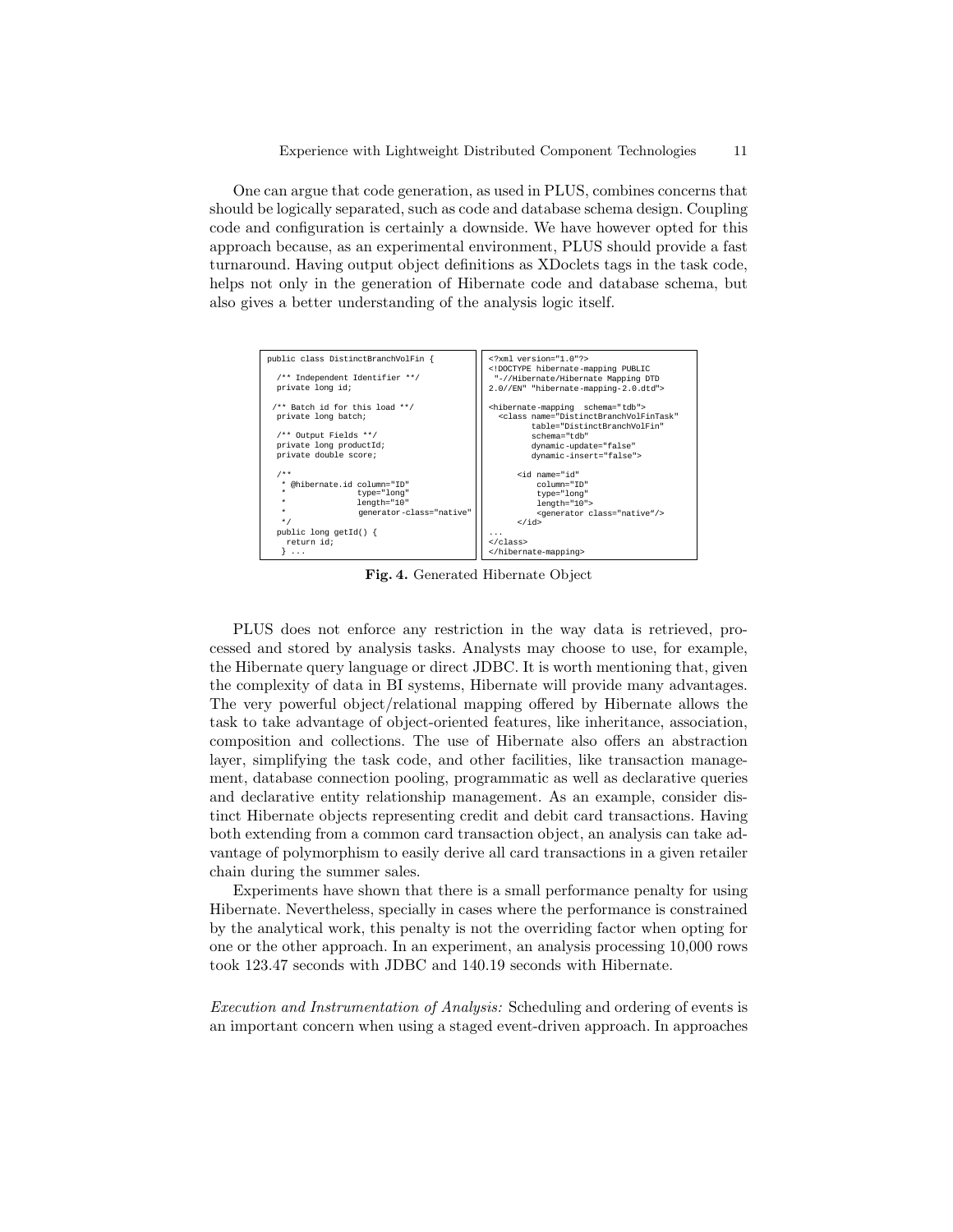One can argue that code generation, as used in PLUS, combines concerns that should be logically separated, such as code and database schema design. Coupling code and configuration is certainly a downside. We have however opted for this approach because, as an experimental environment, PLUS should provide a fast turnaround. Having output object definitions as XDoclets tags in the task code, helps not only in the generation of Hibernate code and database schema, but also gives a better understanding of the analysis logic itself.

```java
public class DistinctBranchVolFin {

  /** Independent Identifier **/
  private long id;

 /** Batch id for this load **/
  private long batch;

  /** Output Fields **/
  private long productId;
  private double score;

  /**
   * @hibernate.id column="ID"
   *              type="long"
   *              length="10"
   *              generator-class="native"
   */
  public long getId() {
    return id;
  } ...
```

```xml
<?xml version="1.0"?>
<!DOCTYPE hibernate-mapping PUBLIC
 "-//Hibernate/Hibernate Mapping DTD
2.0//EN" "hibernate-mapping-2.0.dtd">

<hibernate-mapping  schema="tdb">
  <class name="DistinctBranchVolFinTask"
         table="DistinctBranchVolFin"
         schema="tdb"
         dynamic-update="false"
         dynamic-insert="false">

      <id name="id"
          column="ID"
          type="long"
          length="10">
          <generator class="native"/>
      </id>
...
</class>
</hibernate-mapping>
```

**Fig. 4.** Generated Hibernate Object

PLUS does not enforce any restriction in the way data is retrieved, processed and stored by analysis tasks. Analysts may choose to use, for example, the Hibernate query language or direct JDBC. It is worth mentioning that, given the complexity of data in BI systems, Hibernate will provide many advantages. The very powerful object/relational mapping offered by Hibernate allows the task to take advantage of object-oriented features, like inheritance, association, composition and collections. The use of Hibernate also offers an abstraction layer, simplifying the task code, and other facilities, like transaction management, database connection pooling, programmatic as well as declarative queries and declarative entity relationship management. As an example, consider distinct Hibernate objects representing credit and debit card transactions. Having both extending from a common card transaction object, an analysis can take advantage of polymorphism to easily derive all card transactions in a given retailer chain during the summer sales.

Experiments have shown that there is a small performance penalty for using Hibernate. Nevertheless, specially in cases where the performance is constrained by the analytical work, this penalty is not the overriding factor when opting for one or the other approach. In an experiment, an analysis processing 10,000 rows took 123.47 seconds with JDBC and 140.19 seconds with Hibernate.

*Execution and Instrumentation of Analysis:* Scheduling and ordering of events is an important concern when using a staged event-driven approach. In approaches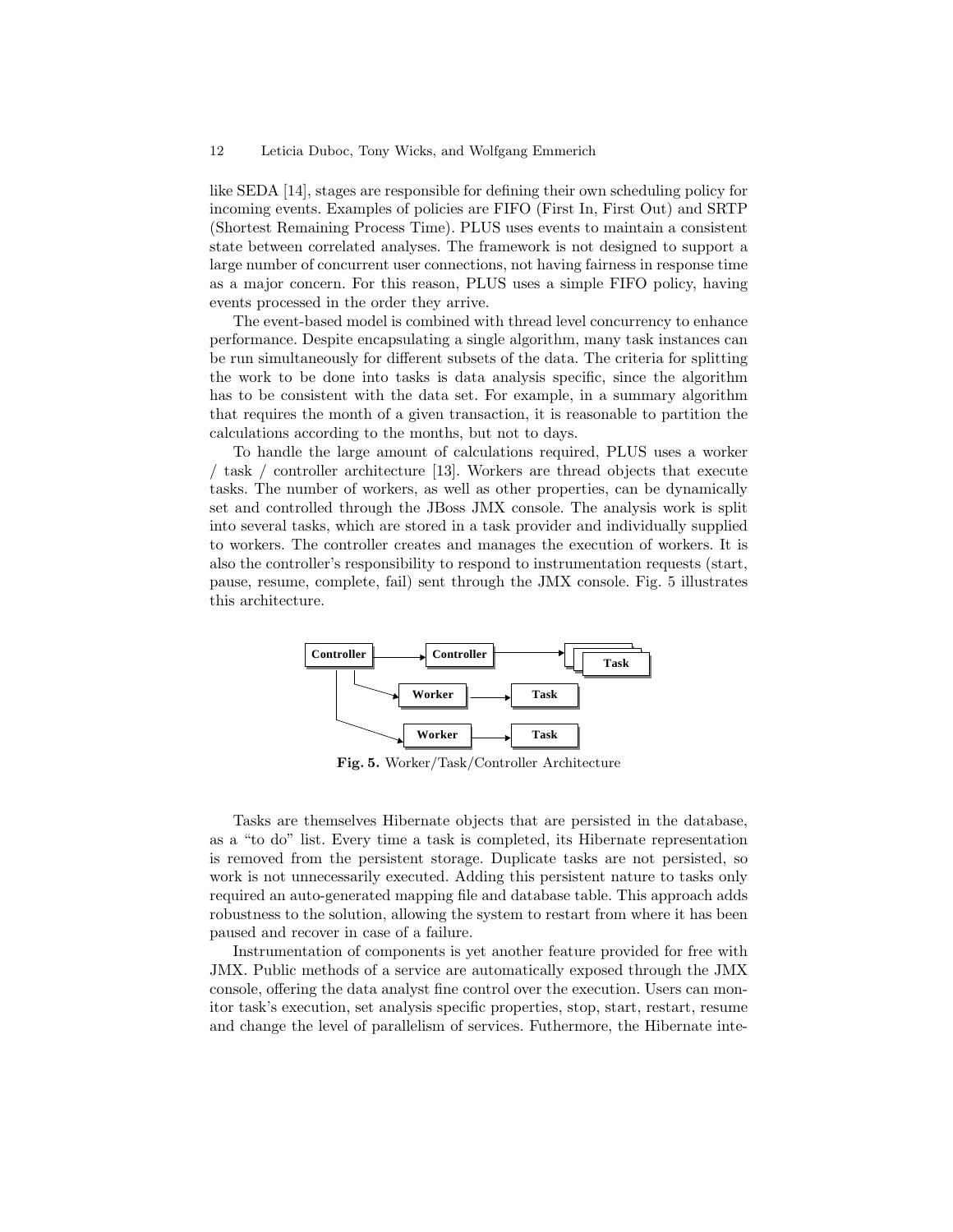like SEDA [14], stages are responsible for defining their own scheduling policy for incoming events. Examples of policies are FIFO (First In, First Out) and SRTP (Shortest Remaining Process Time). PLUS uses events to maintain a consistent state between correlated analyses. The framework is not designed to support a large number of concurrent user connections, not having fairness in response time as a major concern. For this reason, PLUS uses a simple FIFO policy, having events processed in the order they arrive.

The event-based model is combined with thread level concurrency to enhance performance. Despite encapsulating a single algorithm, many task instances can be run simultaneously for different subsets of the data. The criteria for splitting the work to be done into tasks is data analysis specific, since the algorithm has to be consistent with the data set. For example, in a summary algorithm that requires the month of a given transaction, it is reasonable to partition the calculations according to the months, but not to days.

To handle the large amount of calculations required, PLUS uses a worker / task / controller architecture [13]. Workers are thread objects that execute tasks. The number of workers, as well as other properties, can be dynamically set and controlled through the JBoss JMX console. The analysis work is split into several tasks, which are stored in a task provider and individually supplied to workers. The controller creates and manages the execution of workers. It is also the controller's responsibility to respond to instrumentation requests (start, pause, resume, complete, fail) sent through the JMX console. Fig. 5 illustrates this architecture.

Controller
Controller
Task
Worker
Task
Worker
Task

**Fig. 5.** Worker/Task/Controller Architecture

Tasks are themselves Hibernate objects that are persisted in the database, as a "to do" list. Every time a task is completed, its Hibernate representation is removed from the persistent storage. Duplicate tasks are not persisted, so work is not unnecessarily executed. Adding this persistent nature to tasks only required an auto-generated mapping file and database table. This approach adds robustness to the solution, allowing the system to restart from where it has been paused and recover in case of a failure.

Instrumentation of components is yet another feature provided for free with JMX. Public methods of a service are automatically exposed through the JMX console, offering the data analyst fine control over the execution. Users can monitor task's execution, set analysis specific properties, stop, start, restart, resume and change the level of parallelism of services. Futhermore, the Hibernate inte-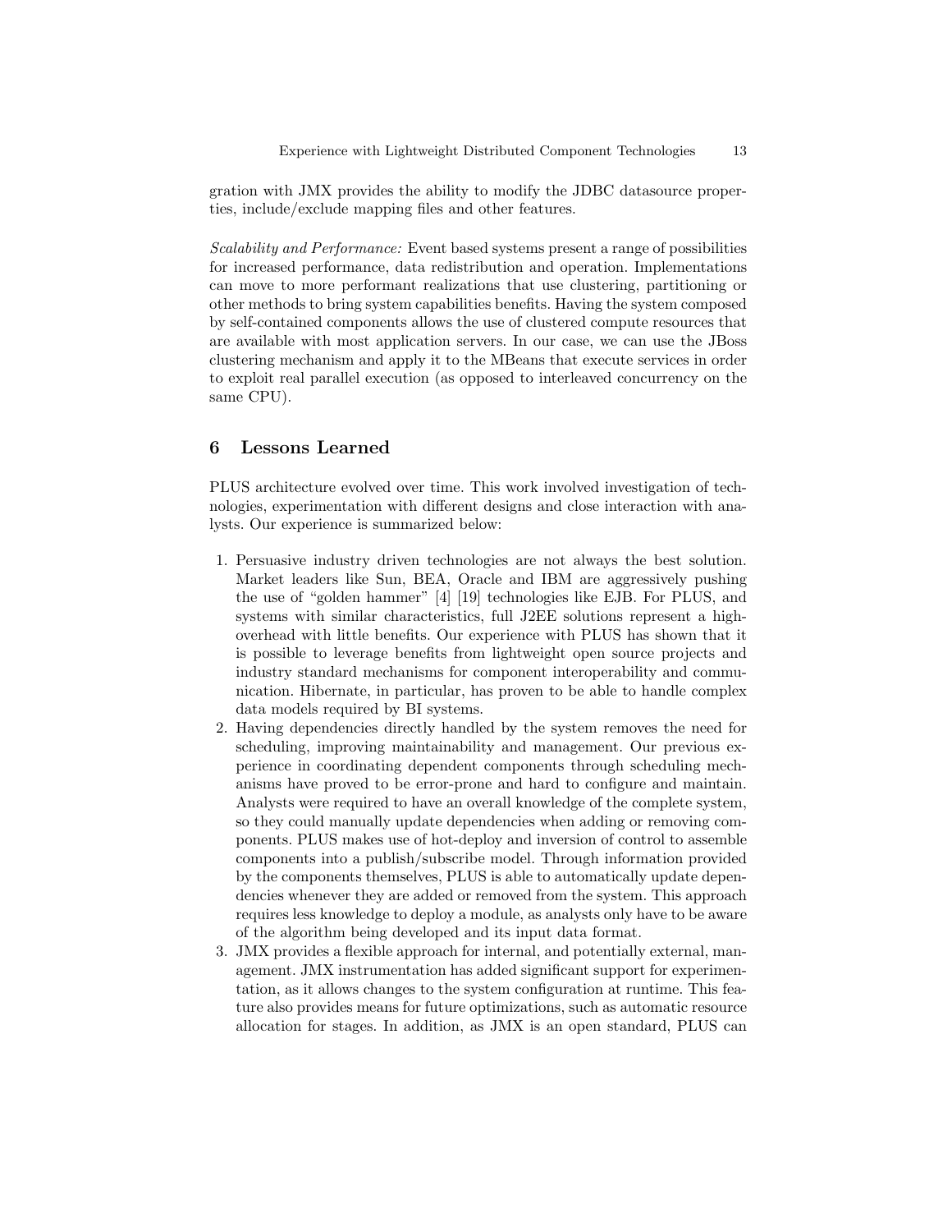gration with JMX provides the ability to modify the JDBC datasource properties, include/exclude mapping files and other features.

*Scalability and Performance:* Event based systems present a range of possibilities for increased performance, data redistribution and operation. Implementations can move to more performant realizations that use clustering, partitioning or other methods to bring system capabilities benefits. Having the system composed by self-contained components allows the use of clustered compute resources that are available with most application servers. In our case, we can use the JBoss clustering mechanism and apply it to the MBeans that execute services in order to exploit real parallel execution (as opposed to interleaved concurrency on the same CPU).

## 6 Lessons Learned

PLUS architecture evolved over time. This work involved investigation of technologies, experimentation with different designs and close interaction with analysts. Our experience is summarized below:

1. Persuasive industry driven technologies are not always the best solution. Market leaders like Sun, BEA, Oracle and IBM are aggressively pushing the use of "golden hammer" [4] [19] technologies like EJB. For PLUS, and systems with similar characteristics, full J2EE solutions represent a high-overhead with little benefits. Our experience with PLUS has shown that it is possible to leverage benefits from lightweight open source projects and industry standard mechanisms for component interoperability and communication. Hibernate, in particular, has proven to be able to handle complex data models required by BI systems.
2. Having dependencies directly handled by the system removes the need for scheduling, improving maintainability and management. Our previous experience in coordinating dependent components through scheduling mechanisms have proved to be error-prone and hard to configure and maintain. Analysts were required to have an overall knowledge of the complete system, so they could manually update dependencies when adding or removing components. PLUS makes use of hot-deploy and inversion of control to assemble components into a publish/subscribe model. Through information provided by the components themselves, PLUS is able to automatically update dependencies whenever they are added or removed from the system. This approach requires less knowledge to deploy a module, as analysts only have to be aware of the algorithm being developed and its input data format.
3. JMX provides a flexible approach for internal, and potentially external, management. JMX instrumentation has added significant support for experimentation, as it allows changes to the system configuration at runtime. This feature also provides means for future optimizations, such as automatic resource allocation for stages. In addition, as JMX is an open standard, PLUS can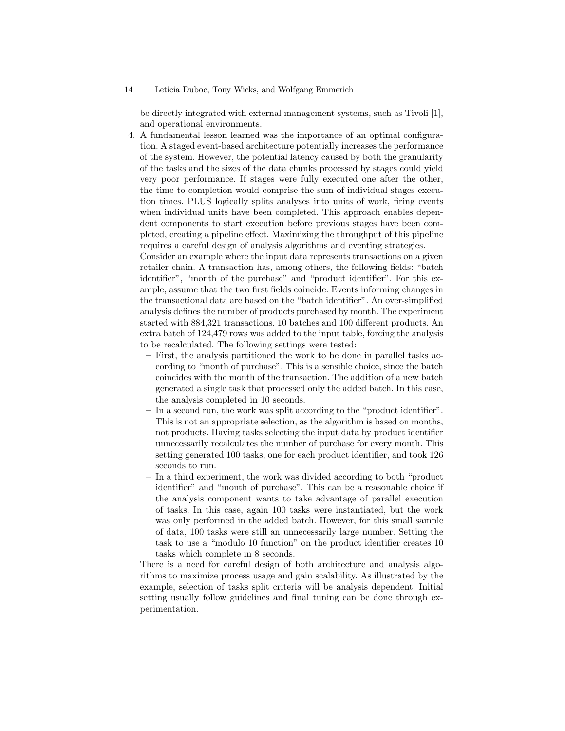be directly integrated with external management systems, such as Tivoli [1], and operational environments.

4. A fundamental lesson learned was the importance of an optimal configuration. A staged event-based architecture potentially increases the performance of the system. However, the potential latency caused by both the granularity of the tasks and the sizes of the data chunks processed by stages could yield very poor performance. If stages were fully executed one after the other, the time to completion would comprise the sum of individual stages execution times. PLUS logically splits analyses into units of work, firing events when individual units have been completed. This approach enables dependent components to start execution before previous stages have been completed, creating a pipeline effect. Maximizing the throughput of this pipeline requires a careful design of analysis algorithms and eventing strategies.
   Consider an example where the input data represents transactions on a given retailer chain. A transaction has, among others, the following fields: "batch identifier", "month of the purchase" and "product identifier". For this example, assume that the two first fields coincide. Events informing changes in the transactional data are based on the "batch identifier". An over-simplified analysis defines the number of products purchased by month. The experiment started with 884,321 transactions, 10 batches and 100 different products. An extra batch of 124,479 rows was added to the input table, forcing the analysis to be recalculated. The following settings were tested:
   - First, the analysis partitioned the work to be done in parallel tasks according to "month of purchase". This is a sensible choice, since the batch coincides with the month of the transaction. The addition of a new batch generated a single task that processed only the added batch. In this case, the analysis completed in 10 seconds.
   - In a second run, the work was split according to the "product identifier". This is not an appropriate selection, as the algorithm is based on months, not products. Having tasks selecting the input data by product identifier unnecessarily recalculates the number of purchase for every month. This setting generated 100 tasks, one for each product identifier, and took 126 seconds to run.
   - In a third experiment, the work was divided according to both "product identifier" and "month of purchase". This can be a reasonable choice if the analysis component wants to take advantage of parallel execution of tasks. In this case, again 100 tasks were instantiated, but the work was only performed in the added batch. However, for this small sample of data, 100 tasks were still an unnecessarily large number. Setting the task to use a "modulo 10 function" on the product identifier creates 10 tasks which complete in 8 seconds.

   There is a need for careful design of both architecture and analysis algorithms to maximize process usage and gain scalability. As illustrated by the example, selection of tasks split criteria will be analysis dependent. Initial setting usually follow guidelines and final tuning can be done through experimentation.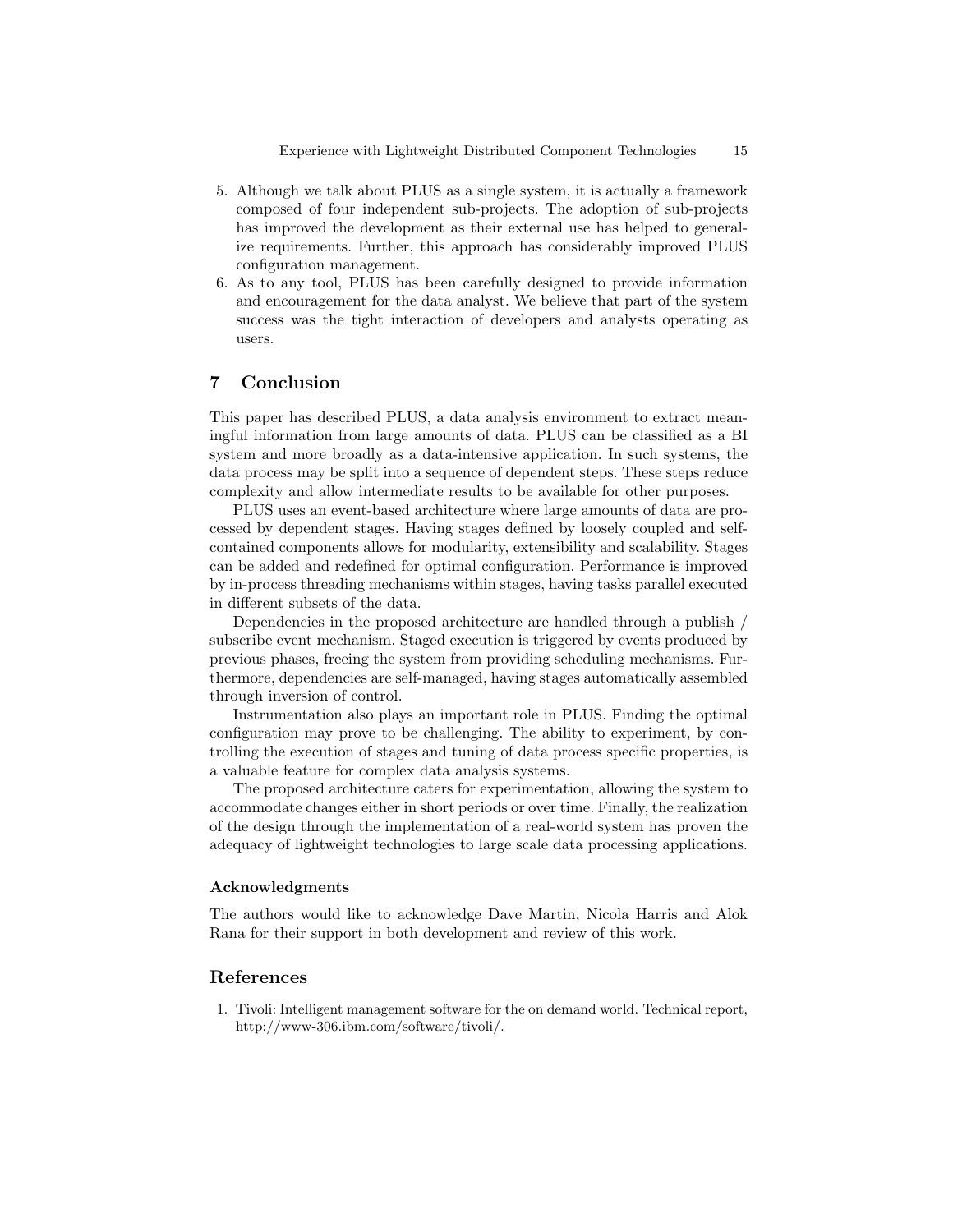5. Although we talk about PLUS as a single system, it is actually a framework composed of four independent sub-projects. The adoption of sub-projects has improved the development as their external use has helped to generalize requirements. Further, this approach has considerably improved PLUS configuration management.
6. As to any tool, PLUS has been carefully designed to provide information and encouragement for the data analyst. We believe that part of the system success was the tight interaction of developers and analysts operating as users.

## 7 Conclusion

This paper has described PLUS, a data analysis environment to extract meaningful information from large amounts of data. PLUS can be classified as a BI system and more broadly as a data-intensive application. In such systems, the data process may be split into a sequence of dependent steps. These steps reduce complexity and allow intermediate results to be available for other purposes.

PLUS uses an event-based architecture where large amounts of data are processed by dependent stages. Having stages defined by loosely coupled and self-contained components allows for modularity, extensibility and scalability. Stages can be added and redefined for optimal configuration. Performance is improved by in-process threading mechanisms within stages, having tasks parallel executed in different subsets of the data.

Dependencies in the proposed architecture are handled through a publish / subscribe event mechanism. Staged execution is triggered by events produced by previous phases, freeing the system from providing scheduling mechanisms. Furthermore, dependencies are self-managed, having stages automatically assembled through inversion of control.

Instrumentation also plays an important role in PLUS. Finding the optimal configuration may prove to be challenging. The ability to experiment, by controlling the execution of stages and tuning of data process specific properties, is a valuable feature for complex data analysis systems.

The proposed architecture caters for experimentation, allowing the system to accommodate changes either in short periods or over time. Finally, the realization of the design through the implementation of a real-world system has proven the adequacy of lightweight technologies to large scale data processing applications.

#### Acknowledgments

The authors would like to acknowledge Dave Martin, Nicola Harris and Alok Rana for their support in both development and review of this work.

## References

1. Tivoli: Intelligent management software for the on demand world. Technical report, http://www-306.ibm.com/software/tivoli/.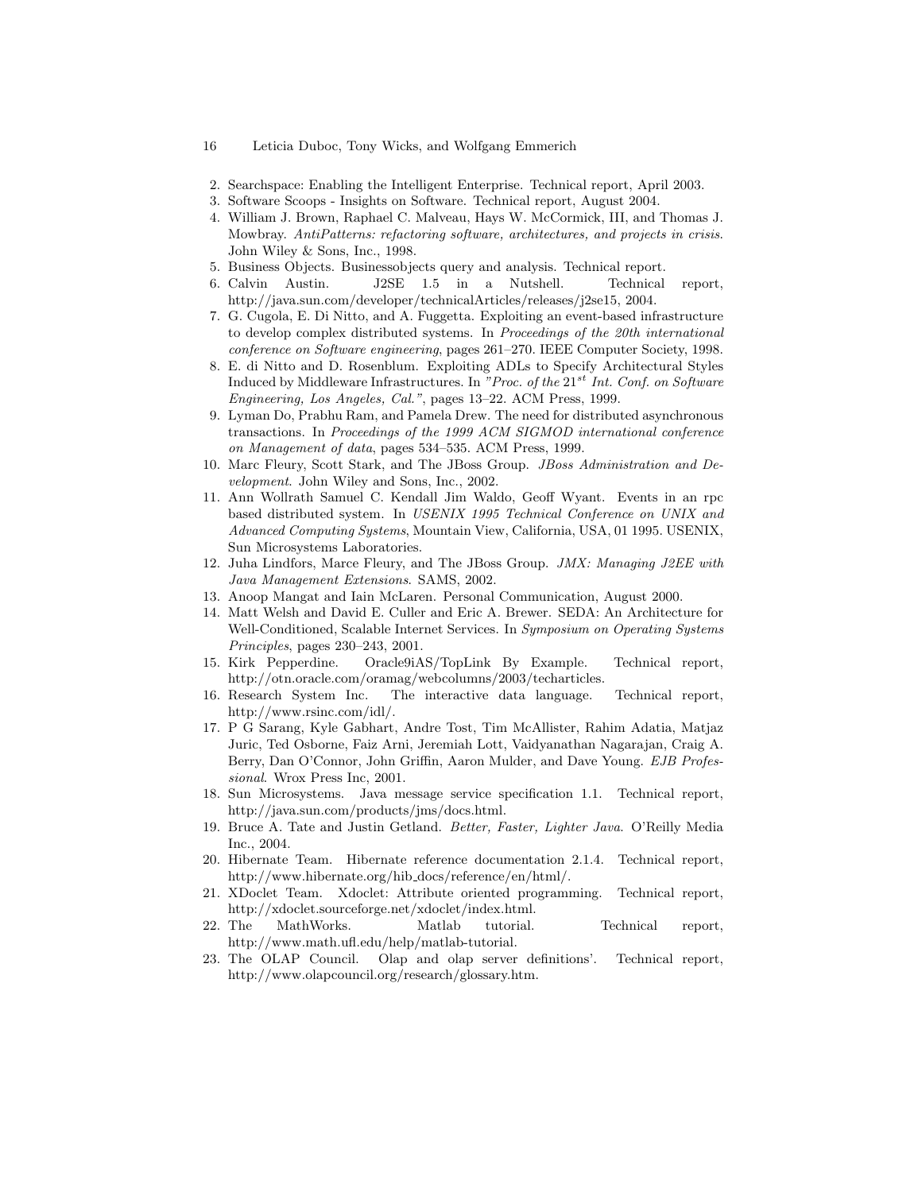2. Searchspace: Enabling the Intelligent Enterprise. Technical report, April 2003.
3. Software Scoops - Insights on Software. Technical report, August 2004.
4. William J. Brown, Raphael C. Malveau, Hays W. McCormick, III, and Thomas J. Mowbray. *AntiPatterns: refactoring software, architectures, and projects in crisis*. John Wiley & Sons, Inc., 1998.
5. Business Objects. Businessobjects query and analysis. Technical report.
6. Calvin Austin. J2SE 1.5 in a Nutshell. Technical report, http://java.sun.com/developer/technicalArticles/releases/j2se15, 2004.
7. G. Cugola, E. Di Nitto, and A. Fuggetta. Exploiting an event-based infrastructure to develop complex distributed systems. In *Proceedings of the 20th international conference on Software engineering*, pages 261–270. IEEE Computer Society, 1998.
8. E. di Nitto and D. Rosenblum. Exploiting ADLs to Specify Architectural Styles Induced by Middleware Infrastructures. In *"Proc. of the* $21^{st}$ *Int. Conf. on Software Engineering, Los Angeles, Cal."*, pages 13–22. ACM Press, 1999.
9. Lyman Do, Prabhu Ram, and Pamela Drew. The need for distributed asynchronous transactions. In *Proceedings of the 1999 ACM SIGMOD international conference on Management of data*, pages 534–535. ACM Press, 1999.
10. Marc Fleury, Scott Stark, and The JBoss Group. *JBoss Administration and Development*. John Wiley and Sons, Inc., 2002.
11. Ann Wollrath Samuel C. Kendall Jim Waldo, Geoff Wyant. Events in an rpc based distributed system. In *USENIX 1995 Technical Conference on UNIX and Advanced Computing Systems*, Mountain View, California, USA, 01 1995. USENIX, Sun Microsystems Laboratories.
12. Juha Lindfors, Marce Fleury, and The JBoss Group. *JMX: Managing J2EE with Java Management Extensions*. SAMS, 2002.
13. Anoop Mangat and Iain McLaren. Personal Communication, August 2000.
14. Matt Welsh and David E. Culler and Eric A. Brewer. SEDA: An Architecture for Well-Conditioned, Scalable Internet Services. In *Symposium on Operating Systems Principles*, pages 230–243, 2001.
15. Kirk Pepperdine. Oracle9iAS/TopLink By Example. Technical report, http://otn.oracle.com/oramag/webcolumns/2003/techarticles.
16. Research System Inc. The interactive data language. Technical report, http://www.rsinc.com/idl/.
17. P G Sarang, Kyle Gabhart, Andre Tost, Tim McAllister, Rahim Adatia, Matjaz Juric, Ted Osborne, Faiz Arni, Jeremiah Lott, Vaidyanathan Nagarajan, Craig A. Berry, Dan O'Connor, John Griffin, Aaron Mulder, and Dave Young. *EJB Professional*. Wrox Press Inc, 2001.
18. Sun Microsystems. Java message service specification 1.1. Technical report, http://java.sun.com/products/jms/docs.html.
19. Bruce A. Tate and Justin Getland. *Better, Faster, Lighter Java*. O'Reilly Media Inc., 2004.
20. Hibernate Team. Hibernate reference documentation 2.1.4. Technical report, http://www.hibernate.org/hib_docs/reference/en/html/.
21. XDoclet Team. Xdoclet: Attribute oriented programming. Technical report, http://xdoclet.sourceforge.net/xdoclet/index.html.
22. The MathWorks. Matlab tutorial. Technical report, http://www.math.ufl.edu/help/matlab-tutorial.
23. The OLAP Council. Olap and olap server definitions'. Technical report, http://www.olapcouncil.org/research/glossary.htm.